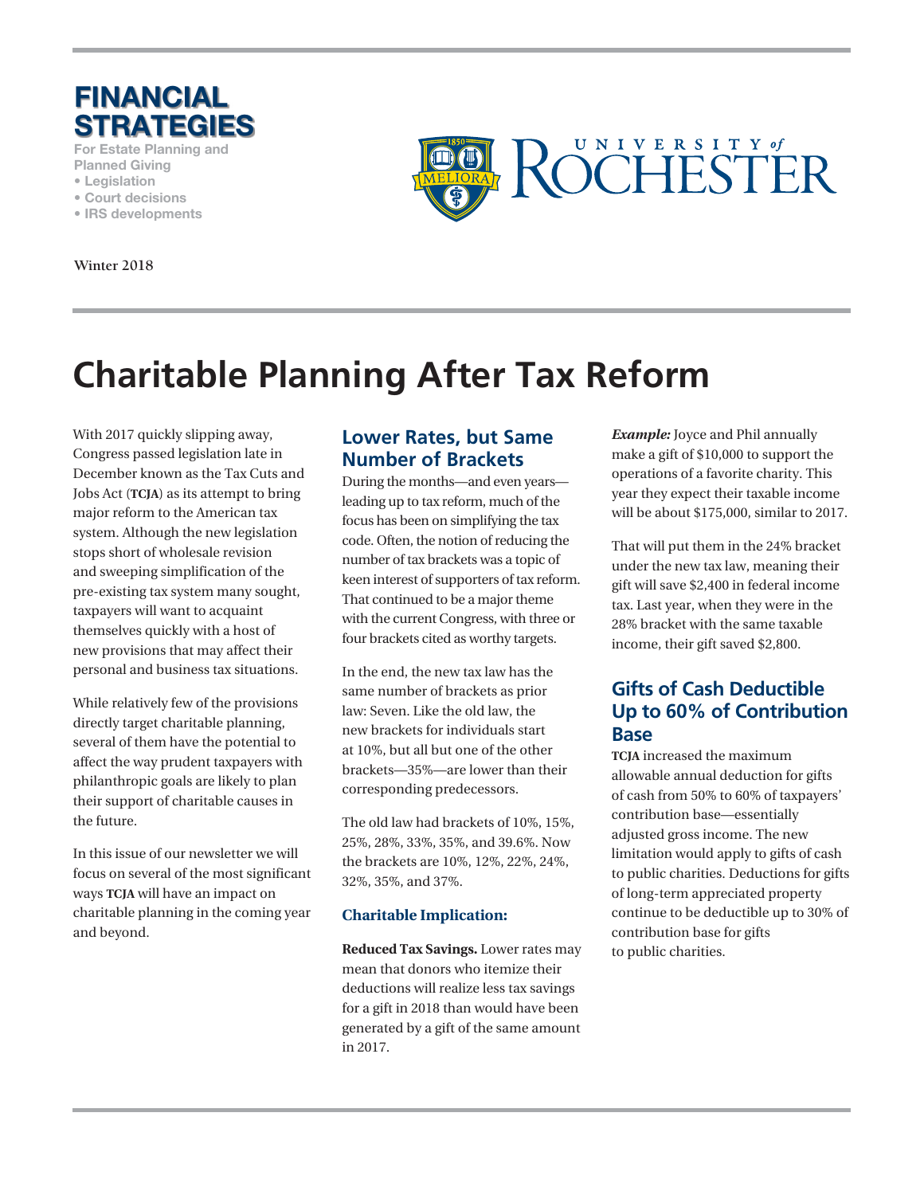# FINANCIAL STRATEGIES

For Estate Planning and Planned Giving

- Legislation
- Court decisions
- IRS developments

UNIVERSITY of ROCHESTER

Winter 2018

# Charitable Planning After Tax Reform

With 2017 quickly slipping away, Congress passed legislation late in December known as the Tax Cuts and Jobs Act (**TCJA**) as its attempt to bring major reform to the American tax system. Although the new legislation stops short of wholesale revision and sweeping simplification of the pre-existing tax system many sought, taxpayers will want to acquaint themselves quickly with a host of new provisions that may affect their personal and business tax situations.

While relatively few of the provisions directly target charitable planning, several of them have the potential to affect the way prudent taxpayers with philanthropic goals are likely to plan their support of charitable causes in the future.

In this issue of our newsletter we will focus on several of the most significant ways **TCJA** will have an impact on charitable planning in the coming year and beyond.

## Lower Rates, but Same Number of Brackets

During the months—and even years—leading up to tax reform, much of the focus has been on simplifying the tax code. Often, the notion of reducing the number of tax brackets was a topic of keen interest of supporters of tax reform. That continued to be a major theme with the current Congress, with three or four brackets cited as worthy targets.

In the end, the new tax law has the same number of brackets as prior law: Seven. Like the old law, the new brackets for individuals start at 10%, but all but one of the other brackets—35%—are lower than their corresponding predecessors.

The old law had brackets of 10%, 15%, 25%, 28%, 33%, 35%, and 39.6%. Now the brackets are 10%, 12%, 22%, 24%, 32%, 35%, and 37%.

### Charitable Implication:

**Reduced Tax Savings.** Lower rates may mean that donors who itemize their deductions will realize less tax savings for a gift in 2018 than would have been generated by a gift of the same amount in 2017.

***Example:*** Joyce and Phil annually make a gift of $10,000 to support the operations of a favorite charity. This year they expect their taxable income will be about $175,000, similar to 2017.

That will put them in the 24% bracket under the new tax law, meaning their gift will save $2,400 in federal income tax. Last year, when they were in the 28% bracket with the same taxable income, their gift saved $2,800.

## Gifts of Cash Deductible Up to 60% of Contribution Base

**TCJA** increased the maximum allowable annual deduction for gifts of cash from 50% to 60% of taxpayers' contribution base—essentially adjusted gross income. The new limitation would apply to gifts of cash to public charities. Deductions for gifts of long-term appreciated property continue to be deductible up to 30% of contribution base for gifts to public charities.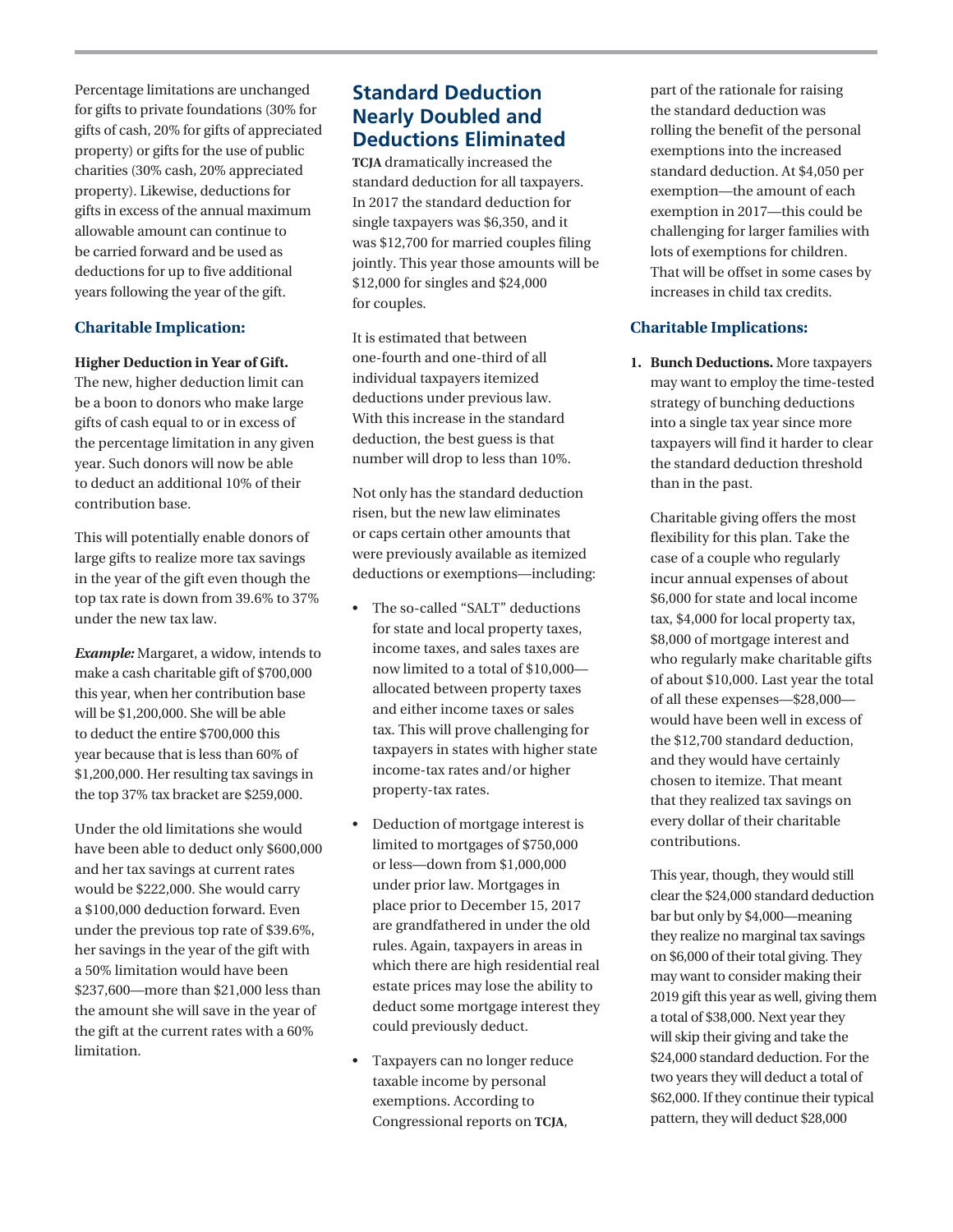Percentage limitations are unchanged for gifts to private foundations (30% for gifts of cash, 20% for gifts of appreciated property) or gifts for the use of public charities (30% cash, 20% appreciated property). Likewise, deductions for gifts in excess of the annual maximum allowable amount can continue to be carried forward and be used as deductions for up to five additional years following the year of the gift.

### Charitable Implication:

**Higher Deduction in Year of Gift.** The new, higher deduction limit can be a boon to donors who make large gifts of cash equal to or in excess of the percentage limitation in any given year. Such donors will now be able to deduct an additional 10% of their contribution base.

This will potentially enable donors of large gifts to realize more tax savings in the year of the gift even though the top tax rate is down from 39.6% to 37% under the new tax law.

***Example:*** Margaret, a widow, intends to make a cash charitable gift of $700,000 this year, when her contribution base will be $1,200,000. She will be able to deduct the entire $700,000 this year because that is less than 60% of $1,200,000. Her resulting tax savings in the top 37% tax bracket are $259,000.

Under the old limitations she would have been able to deduct only $600,000 and her tax savings at current rates would be $222,000. She would carry a $100,000 deduction forward. Even under the previous top rate of $39.6%, her savings in the year of the gift with a 50% limitation would have been $237,600—more than $21,000 less than the amount she will save in the year of the gift at the current rates with a 60% limitation.

## Standard Deduction Nearly Doubled and Deductions Eliminated

**TCJA** dramatically increased the standard deduction for all taxpayers. In 2017 the standard deduction for single taxpayers was $6,350, and it was $12,700 for married couples filing jointly. This year those amounts will be $12,000 for singles and $24,000 for couples.

It is estimated that between one-fourth and one-third of all individual taxpayers itemized deductions under previous law. With this increase in the standard deduction, the best guess is that number will drop to less than 10%.

Not only has the standard deduction risen, but the new law eliminates or caps certain other amounts that were previously available as itemized deductions or exemptions—including:

- The so-called "SALT" deductions for state and local property taxes, income taxes, and sales taxes are now limited to a total of $10,000—allocated between property taxes and either income taxes or sales tax. This will prove challenging for taxpayers in states with higher state income-tax rates and/or higher property-tax rates.
- Deduction of mortgage interest is limited to mortgages of $750,000 or less—down from $1,000,000 under prior law. Mortgages in place prior to December 15, 2017 are grandfathered in under the old rules. Again, taxpayers in areas in which there are high residential real estate prices may lose the ability to deduct some mortgage interest they could previously deduct.
- Taxpayers can no longer reduce taxable income by personal exemptions. According to Congressional reports on **TCJA**, part of the rationale for raising the standard deduction was rolling the benefit of the personal exemptions into the increased standard deduction. At $4,050 per exemption—the amount of each exemption in 2017—this could be challenging for larger families with lots of exemptions for children. That will be offset in some cases by increases in child tax credits.

### Charitable Implications:

1. **Bunch Deductions.** More taxpayers may want to employ the time-tested strategy of bunching deductions into a single tax year since more taxpayers will find it harder to clear the standard deduction threshold than in the past.

   Charitable giving offers the most flexibility for this plan. Take the case of a couple who regularly incur annual expenses of about $6,000 for state and local income tax, $4,000 for local property tax, $8,000 of mortgage interest and who regularly make charitable gifts of about $10,000. Last year the total of all these expenses—$28,000—would have been well in excess of the $12,700 standard deduction, and they would have certainly chosen to itemize. That meant that they realized tax savings on every dollar of their charitable contributions.

   This year, though, they would still clear the $24,000 standard deduction bar but only by $4,000—meaning they realize no marginal tax savings on $6,000 of their total giving. They may want to consider making their 2019 gift this year as well, giving them a total of $38,000. Next year they will skip their giving and take the $24,000 standard deduction. For the two years they will deduct a total of $62,000. If they continue their typical pattern, they will deduct $28,000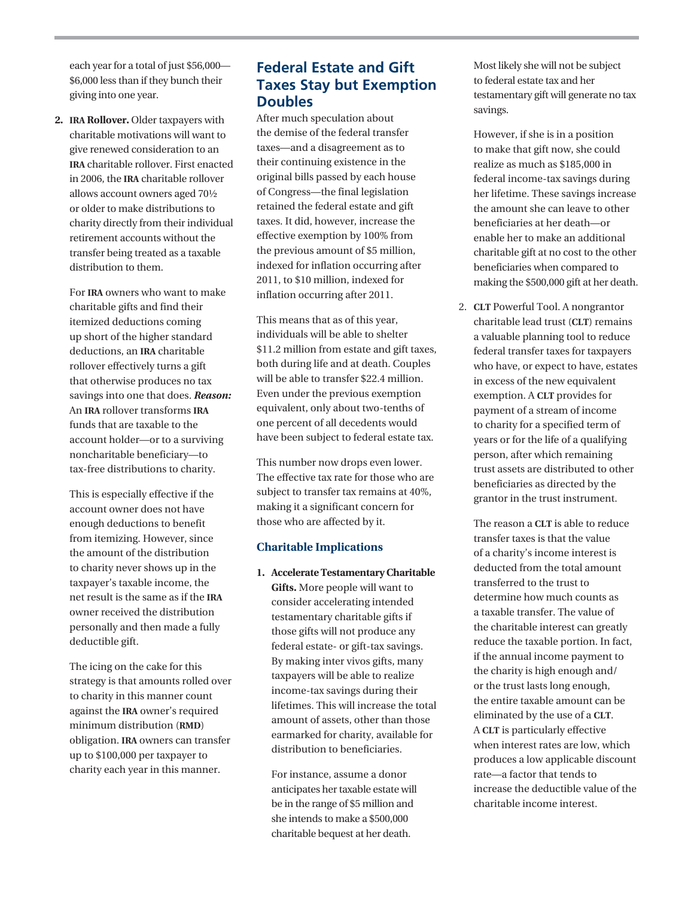each year for a total of just $56,000—$6,000 less than if they bunch their giving into one year.

2. **IRA Rollover.** Older taxpayers with charitable motivations will want to give renewed consideration to an IRA charitable rollover. First enacted in 2006, the IRA charitable rollover allows account owners aged 70½ or older to make distributions to charity directly from their individual retirement accounts without the transfer being treated as a taxable distribution to them.

   For IRA owners who want to make charitable gifts and find their itemized deductions coming up short of the higher standard deductions, an IRA charitable rollover effectively turns a gift that otherwise produces no tax savings into one that does. ***Reason:*** An IRA rollover transforms IRA funds that are taxable to the account holder—or to a surviving noncharitable beneficiary—to tax-free distributions to charity.

   This is especially effective if the account owner does not have enough deductions to benefit from itemizing. However, since the amount of the distribution to charity never shows up in the taxpayer's taxable income, the net result is the same as if the IRA owner received the distribution personally and then made a fully deductible gift.

   The icing on the cake for this strategy is that amounts rolled over to charity in this manner count against the IRA owner's required minimum distribution (RMD) obligation. IRA owners can transfer up to $100,000 per taxpayer to charity each year in this manner.

## Federal Estate and Gift Taxes Stay but Exemption Doubles

After much speculation about the demise of the federal transfer taxes—and a disagreement as to their continuing existence in the original bills passed by each house of Congress—the final legislation retained the federal estate and gift taxes. It did, however, increase the effective exemption by 100% from the previous amount of $5 million, indexed for inflation occurring after 2011, to $10 million, indexed for inflation occurring after 2011.

This means that as of this year, individuals will be able to shelter $11.2 million from estate and gift taxes, both during life and at death. Couples will be able to transfer $22.4 million. Even under the previous exemption equivalent, only about two-tenths of one percent of all decedents would have been subject to federal estate tax.

This number now drops even lower. The effective tax rate for those who are subject to transfer tax remains at 40%, making it a significant concern for those who are affected by it.

### Charitable Implications

1. **Accelerate Testamentary Charitable Gifts.** More people will want to consider accelerating intended testamentary charitable gifts if those gifts will not produce any federal estate- or gift-tax savings. By making inter vivos gifts, many taxpayers will be able to realize income-tax savings during their lifetimes. This will increase the total amount of assets, other than those earmarked for charity, available for distribution to beneficiaries.

   For instance, assume a donor anticipates her taxable estate will be in the range of $5 million and she intends to make a $500,000 charitable bequest at her death. Most likely she will not be subject to federal estate tax and her testamentary gift will generate no tax savings.

   However, if she is in a position to make that gift now, she could realize as much as $185,000 in federal income-tax savings during her lifetime. These savings increase the amount she can leave to other beneficiaries at her death—or enable her to make an additional charitable gift at no cost to the other beneficiaries when compared to making the $500,000 gift at her death.

2. **CLT** Powerful Tool. A nongrantor charitable lead trust (**CLT**) remains a valuable planning tool to reduce federal transfer taxes for taxpayers who have, or expect to have, estates in excess of the new equivalent exemption. A **CLT** provides for payment of a stream of income to charity for a specified term of years or for the life of a qualifying person, after which remaining trust assets are distributed to other beneficiaries as directed by the grantor in the trust instrument.

   The reason a **CLT** is able to reduce transfer taxes is that the value of a charity's income interest is deducted from the total amount transferred to the trust to determine how much counts as a taxable transfer. The value of the charitable interest can greatly reduce the taxable portion. In fact, if the annual income payment to the charity is high enough and/or the trust lasts long enough, the entire taxable amount can be eliminated by the use of a **CLT**. A **CLT** is particularly effective when interest rates are low, which produces a low applicable discount rate—a factor that tends to increase the deductible value of the charitable income interest.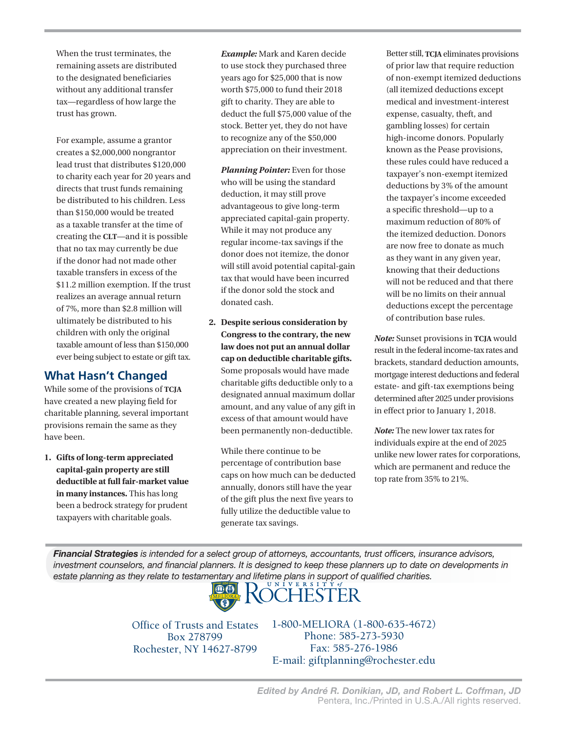When the trust terminates, the remaining assets are distributed to the designated beneficiaries without any additional transfer tax—regardless of how large the trust has grown.

For example, assume a grantor creates a $2,000,000 nongrantor lead trust that distributes $120,000 to charity each year for 20 years and directs that trust funds remaining be distributed to his children. Less than $150,000 would be treated as a taxable transfer at the time of creating the CLT—and it is possible that no tax may currently be due if the donor had not made other taxable transfers in excess of the $11.2 million exemption. If the trust realizes an average annual return of 7%, more than $2.8 million will ultimately be distributed to his children with only the original taxable amount of less than $150,000 ever being subject to estate or gift tax.

## What Hasn't Changed

While some of the provisions of TCJA have created a new playing field for charitable planning, several important provisions remain the same as they have been.

1. **Gifts of long-term appreciated capital-gain property are still deductible at full fair-market value in many instances.** This has long been a bedrock strategy for prudent taxpayers with charitable goals.

   ***Example:*** Mark and Karen decide to use stock they purchased three years ago for $25,000 that is now worth $75,000 to fund their 2018 gift to charity. They are able to deduct the full $75,000 value of the stock. Better yet, they do not have to recognize any of the $50,000 appreciation on their investment.

   ***Planning Pointer:*** Even for those who will be using the standard deduction, it may still prove advantageous to give long-term appreciated capital-gain property. While it may not produce any regular income-tax savings if the donor does not itemize, the donor will still avoid potential capital-gain tax that would have been incurred if the donor sold the stock and donated cash.

2. **Despite serious consideration by Congress to the contrary, the new law does not put an annual dollar cap on deductible charitable gifts.** Some proposals would have made charitable gifts deductible only to a designated annual maximum dollar amount, and any value of any gift in excess of that amount would have been permanently non-deductible.

   While there continue to be percentage of contribution base caps on how much can be deducted annually, donors still have the year of the gift plus the next five years to fully utilize the deductible value to generate tax savings.

   Better still, TCJA eliminates provisions of prior law that require reduction of non-exempt itemized deductions (all itemized deductions except medical and investment-interest expense, casualty, theft, and gambling losses) for certain high-income donors. Popularly known as the Pease provisions, these rules could have reduced a taxpayer's non-exempt itemized deductions by 3% of the amount the taxpayer's income exceeded a specific threshold—up to a maximum reduction of 80% of the itemized deduction. Donors are now free to donate as much as they want in any given year, knowing that their deductions will not be reduced and that there will be no limits on their annual deductions except the percentage of contribution base rules.

***Note:*** Sunset provisions in TCJA would result in the federal income-tax rates and brackets, standard deduction amounts, mortgage interest deductions and federal estate- and gift-tax exemptions being determined after 2025 under provisions in effect prior to January 1, 2018.

***Note:*** The new lower tax rates for individuals expire at the end of 2025 unlike new lower rates for corporations, which are permanent and reduce the top rate from 35% to 21%.

***Financial Strategies*** *is intended for a select group of attorneys, accountants, trust officers, insurance advisors, investment counselors, and financial planners. It is designed to keep these planners up to date on developments in estate planning as they relate to testamentary and lifetime plans in support of qualified charities.*

UNIVERSITY of ROCHESTER

Office of Trusts and Estates
Box 278799
Rochester, NY 14627-8799

1-800-MELIORA (1-800-635-4672)
Phone: 585-273-5930
Fax: 585-276-1986
E-mail: giftplanning@rochester.edu

*Edited by André R. Donikian, JD, and Robert L. Coffman, JD*
Pentera, Inc./Printed in U.S.A./All rights reserved.